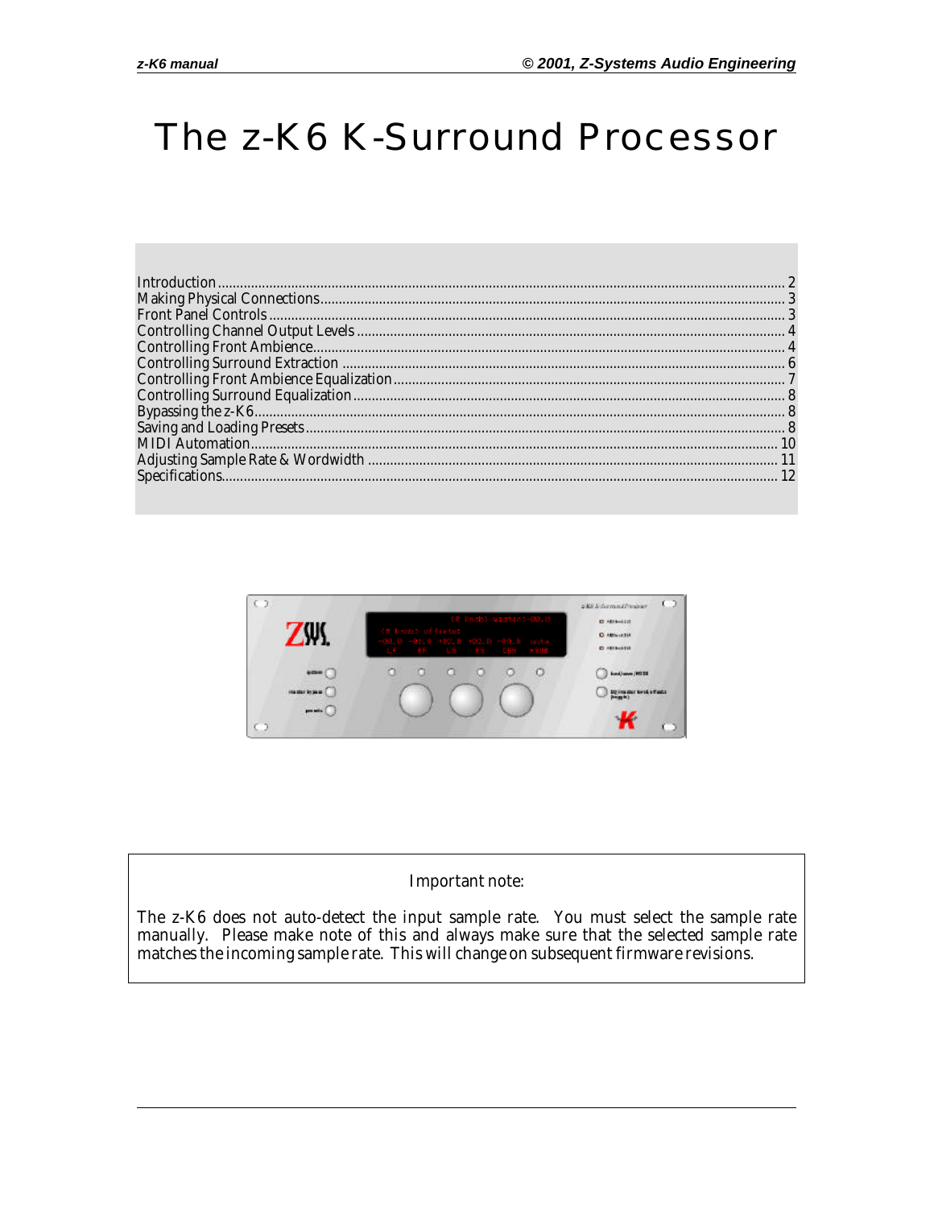# The z-K6 K-Surround Processor

| | |
|---|---|
| Introduction | 2 |
| Making Physical Connections | 3 |
| Front Panel Controls | 3 |
| Controlling Channel Output Levels | 4 |
| Controlling Front Ambience | 4 |
| Controlling Surround Extraction | 6 |
| Controlling Front Ambience Equalization | 7 |
| Controlling Surround Equalization | 8 |
| Bypassing the z-K6 | 8 |
| Saving and Loading Presets | 8 |
| MIDI Automation | 10 |
| Adjusting Sample Rate & Wordwidth | 11 |
| Specifications | 12 |

> Important note:
>
> The z-K6 does not auto-detect the input sample rate. You must select the sample rate manually. Please make note of this and always make sure that the selected sample rate matches the incoming sample rate. This will change on subsequent firmware revisions.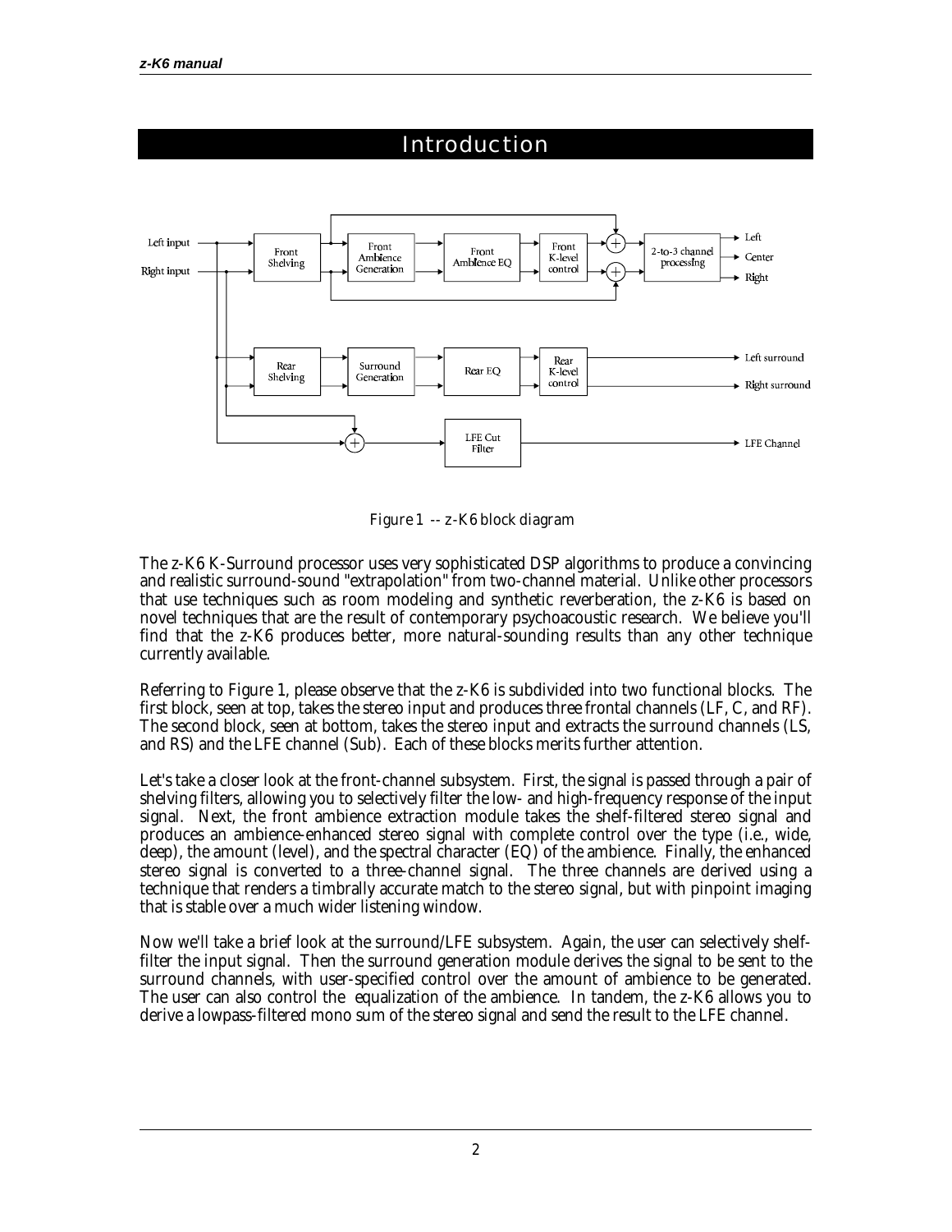# Introduction

Figure 1 -- z-K6 block diagram

The z-K6 K-Surround processor uses very sophisticated DSP algorithms to produce a convincing and realistic surround-sound "extrapolation" from two-channel material. Unlike other processors that use techniques such as room modeling and synthetic reverberation, the z-K6 is based on novel techniques that are the result of contemporary psychoacoustic research. We believe you'll find that the z-K6 produces better, more natural-sounding results than any other technique currently available.

Referring to Figure 1, please observe that the z-K6 is subdivided into two functional blocks. The first block, seen at top, takes the stereo input and produces three frontal channels (LF, C, and RF). The second block, seen at bottom, takes the stereo input and extracts the surround channels (LS, and RS) and the LFE channel (Sub). Each of these blocks merits further attention.

Let's take a closer look at the front-channel subsystem. First, the signal is passed through a pair of shelving filters, allowing you to selectively filter the low- and high-frequency response of the input signal. Next, the front ambience extraction module takes the shelf-filtered stereo signal and produces an ambience-enhanced stereo signal with complete control over the type (i.e., wide, deep), the amount (level), and the spectral character (EQ) of the ambience. Finally, the enhanced stereo signal is converted to a three-channel signal. The three channels are derived using a technique that renders a timbrally accurate match to the stereo signal, but with pinpoint imaging that is stable over a much wider listening window.

Now we'll take a brief look at the surround/LFE subsystem. Again, the user can selectively shelf-filter the input signal. Then the surround generation module derives the signal to be sent to the surround channels, with user-specified control over the amount of ambience to be generated. The user can also control the equalization of the ambience. In tandem, the z-K6 allows you to derive a lowpass-filtered mono sum of the stereo signal and send the result to the LFE channel.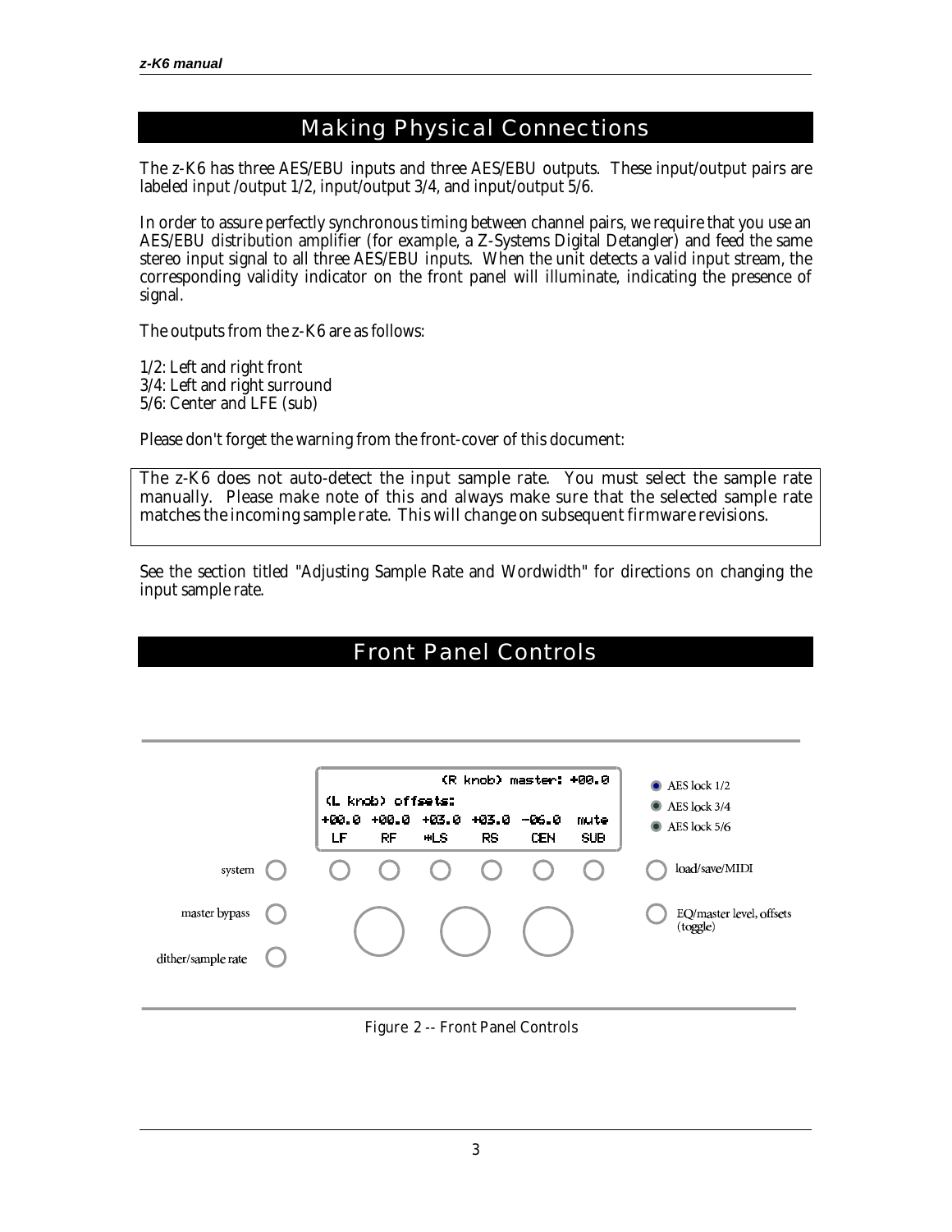## Making Physical Connections

The z-K6 has three AES/EBU inputs and three AES/EBU outputs. These input/output pairs are labeled input /output 1/2, input/output 3/4, and input/output 5/6.

In order to assure perfectly synchronous timing between channel pairs, we require that you use an AES/EBU distribution amplifier (for example, a Z-Systems Digital Detangler) and feed the same stereo input signal to all three AES/EBU inputs. When the unit detects a valid input stream, the corresponding validity indicator on the front panel will illuminate, indicating the presence of signal.

The outputs from the z-K6 are as follows:

1/2: Left and right front
3/4: Left and right surround
5/6: Center and LFE (sub)

Please don't forget the warning from the front-cover of this document:

> The z-K6 does not auto-detect the input sample rate. You must select the sample rate manually. Please make note of this and always make sure that the selected sample rate matches the incoming sample rate. This will change on subsequent firmware revisions.

See the section titled "Adjusting Sample Rate and Wordwidth" for directions on changing the input sample rate.

## Front Panel Controls

Figure 2 -- Front Panel Controls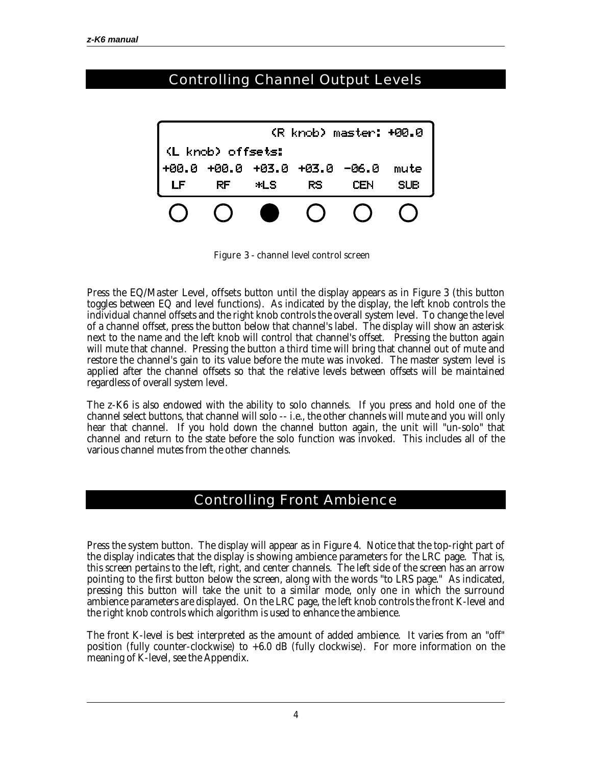## Controlling Channel Output Levels

```
                  (R knob) master: +00.0
(L knob) offsets:
+00.0  +00.0  +03.0  +03.0  -06.0   mute
  LF     RF    *LS     RS    CEN     SUB
```

Figure 3 - channel level control screen

Press the EQ/Master Level, offsets button until the display appears as in Figure 3 (this button toggles between EQ and level functions). As indicated by the display, the left knob controls the individual channel offsets and the right knob controls the overall system level. To change the level of a channel offset, press the button below that channel's label. The display will show an asterisk next to the name and the left knob will control that channel's offset. Pressing the button again will mute that channel. Pressing the button a third time will bring that channel out of mute and restore the channel's gain to its value before the mute was invoked. The master system level is applied after the channel offsets so that the relative levels between offsets will be maintained regardless of overall system level.

The z-K6 is also endowed with the ability to solo channels. If you press and hold one of the channel select buttons, that channel will solo -- i.e., the other channels will mute and you will only hear that channel. If you hold down the channel button again, the unit will "un-solo" that channel and return to the state before the solo function was invoked. This includes all of the various channel mutes from the other channels.

## Controlling Front Ambience

Press the system button. The display will appear as in Figure 4. Notice that the top-right part of the display indicates that the display is showing ambience parameters for the LRC page. That is, this screen pertains to the left, right, and center channels. The left side of the screen has an arrow pointing to the first button below the screen, along with the words "to LRS page." As indicated, pressing this button will take the unit to a similar mode, only one in which the surround ambience parameters are displayed. On the LRC page, the left knob controls the front K-level and the right knob controls which algorithm is used to enhance the ambience.

The front K-level is best interpreted as the amount of added ambience. It varies from an "off" position (fully counter-clockwise) to +6.0 dB (fully clockwise). For more information on the meaning of K-level, see the Appendix.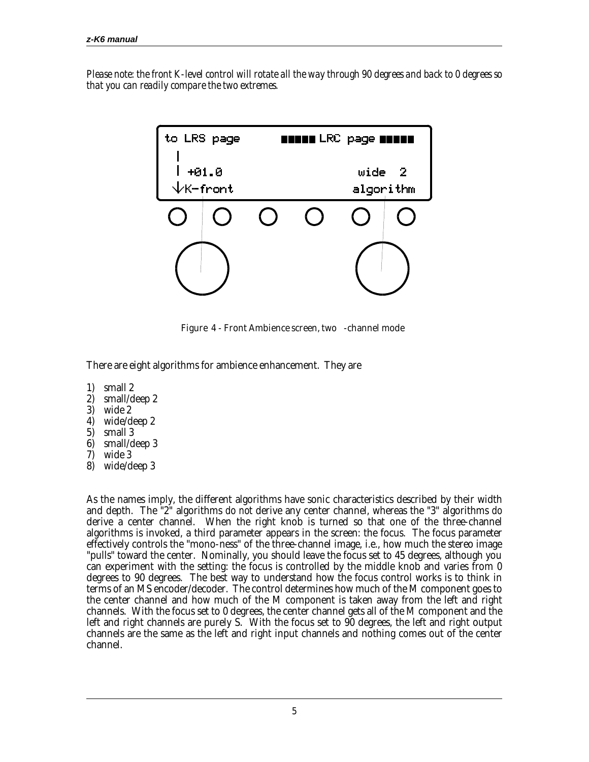*Please note: the front K-level control will rotate all the way through 90 degrees and back to 0 degrees so that you can readily compare the two extremes.*

Figure 4 - Front Ambience screen, two -channel mode

There are eight algorithms for ambience enhancement. They are

1) small 2
2) small/deep 2
3) wide 2
4) wide/deep 2
5) small 3
6) small/deep 3
7) wide 3
8) wide/deep 3

As the names imply, the different algorithms have sonic characteristics described by their width and depth. The "2" algorithms *do not* derive any center channel, whereas the "3" algorithms *do* derive a center channel. When the right knob is turned so that one of the three-channel algorithms is invoked, a third parameter appears in the screen: the focus. The focus parameter effectively controls the "mono-ness" of the three-channel image, i.e., how much the stereo image "pulls" toward the center. Nominally, you should leave the focus set to 45 degrees, although you can experiment with the setting: the focus is controlled by the middle knob and varies from 0 degrees to 90 degrees. The best way to understand how the focus control works is to think in terms of an MS encoder/decoder. The control determines how much of the M component goes to the center channel and how much of the M component is taken away from the left and right channels. With the focus set to 0 degrees, the center channel gets all of the M component and the left and right channels are purely S. With the focus set to 90 degrees, the left and right output channels are the same as the left and right input channels and nothing comes out of the center channel.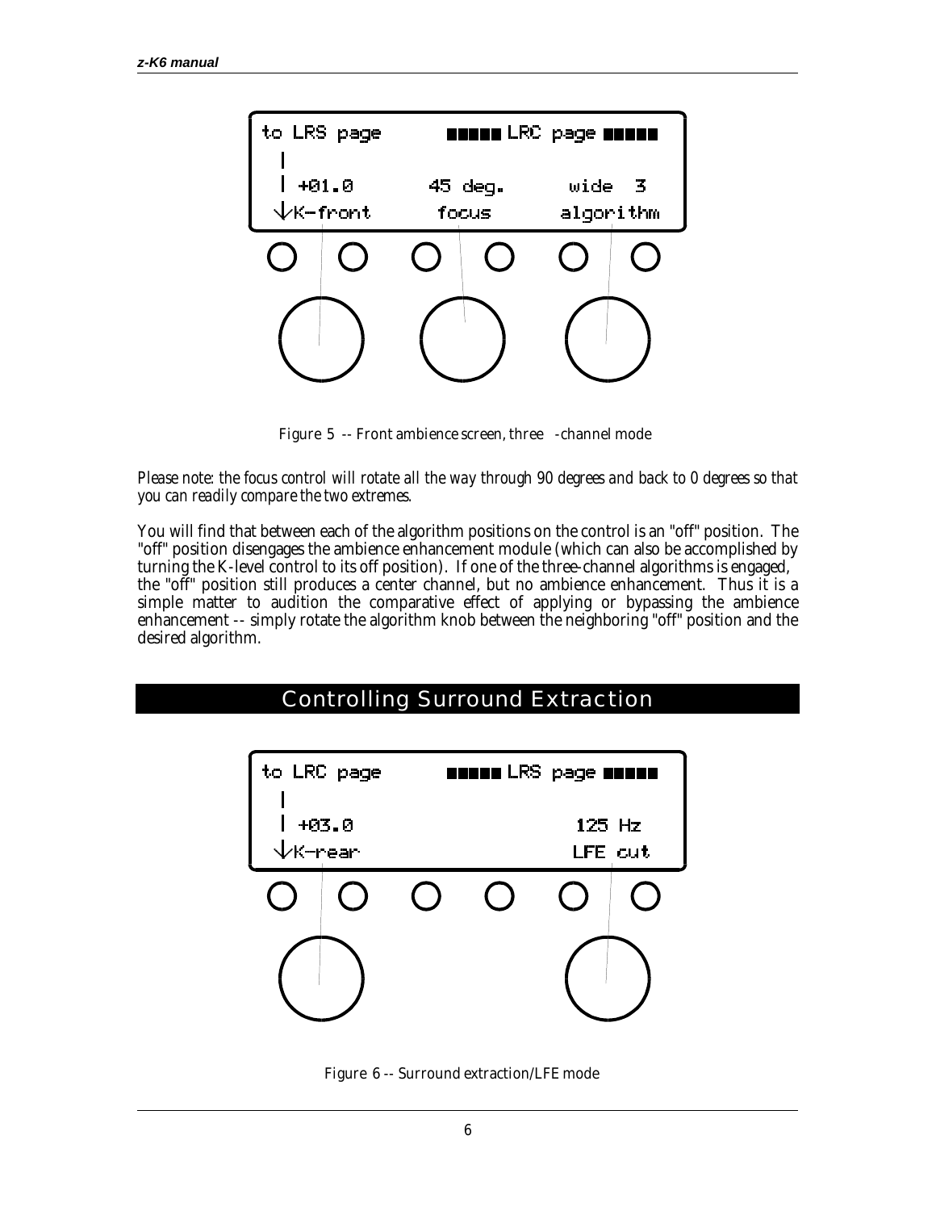Figure 5 -- Front ambience screen, three -channel mode

*Please note: the focus control will rotate all the way through 90 degrees and back to 0 degrees so that you can readily compare the two extremes.*

You will find that between each of the algorithm positions on the control is an "off" position. The "off" position disengages the ambience enhancement module (which can also be accomplished by turning the K-level control to its off position). If one of the three-channel algorithms is engaged, the "off" position still produces a center channel, but no ambience enhancement. Thus it is a simple matter to audition the comparative effect of applying or bypassing the ambience enhancement -- simply rotate the algorithm knob between the neighboring "off" position and the desired algorithm.

## Controlling Surround Extraction

Figure 6 -- Surround extraction/LFE mode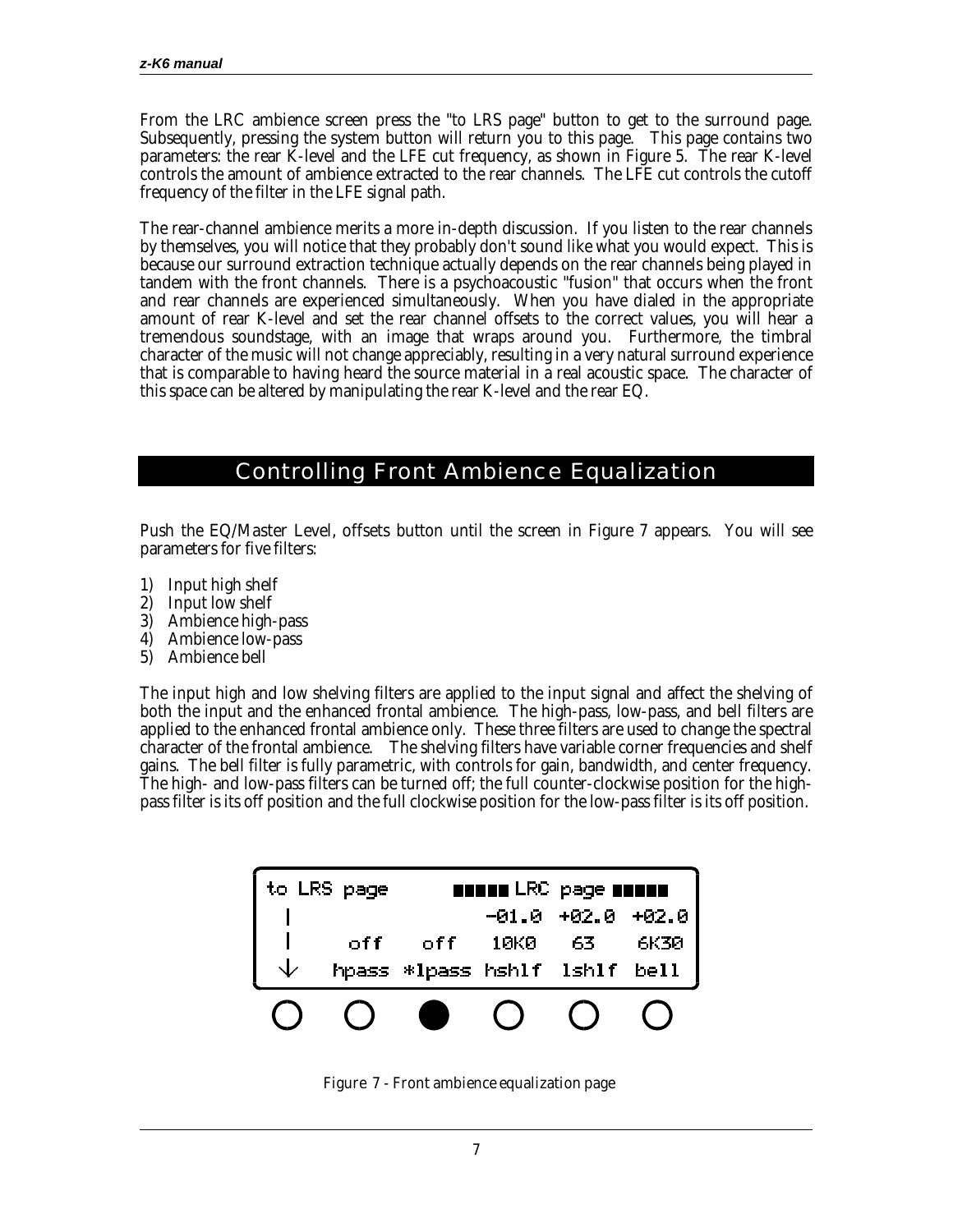From the LRC ambience screen press the "to LRS page" button to get to the surround page. Subsequently, pressing the system button will return you to this page. This page contains two parameters: the rear K-level and the LFE cut frequency, as shown in Figure 5. The rear K-level controls the amount of ambience extracted to the rear channels. The LFE cut controls the cutoff frequency of the filter in the LFE signal path.

The rear-channel ambience merits a more in-depth discussion. If you listen to the rear channels by themselves, you will notice that they probably don't sound like what you would expect. This is because our surround extraction technique actually depends on the rear channels being played in tandem with the front channels. There is a psychoacoustic "fusion" that occurs when the front and rear channels are experienced simultaneously. When you have dialed in the appropriate amount of rear K-level and set the rear channel offsets to the correct values, you will hear a tremendous soundstage, with an image that wraps around you. Furthermore, the timbral character of the music will not change appreciably, resulting in a very natural surround experience that is comparable to having heard the source material in a real acoustic space. The character of this space can be altered by manipulating the rear K-level and the rear EQ.

## Controlling Front Ambience Equalization

Push the EQ/Master Level, offsets button until the screen in Figure 7 appears. You will see parameters for five filters:

1) Input high shelf
2) Input low shelf
3) Ambience high-pass
4) Ambience low-pass
5) Ambience bell

The input high and low shelving filters are applied to the input signal and affect the shelving of both the input and the enhanced frontal ambience. The high-pass, low-pass, and bell filters are applied to the enhanced frontal ambience only. These three filters are used to change the spectral character of the frontal ambience. The shelving filters have variable corner frequencies and shelf gains. The bell filter is fully parametric, with controls for gain, bandwidth, and center frequency. The high- and low-pass filters can be turned off; the full counter-clockwise position for the high-pass filter is its off position and the full clockwise position for the low-pass filter is its off position.

```
to LRS page        ■■■■■ LRC page ■■■■■
 |                      -01.0  +02.0  +02.0
 |      off    off     10K0    63     6K30
 ↓     hpass  *lpass  hshlf  lshlf   bell
```

Figure 7 - Front ambience equalization page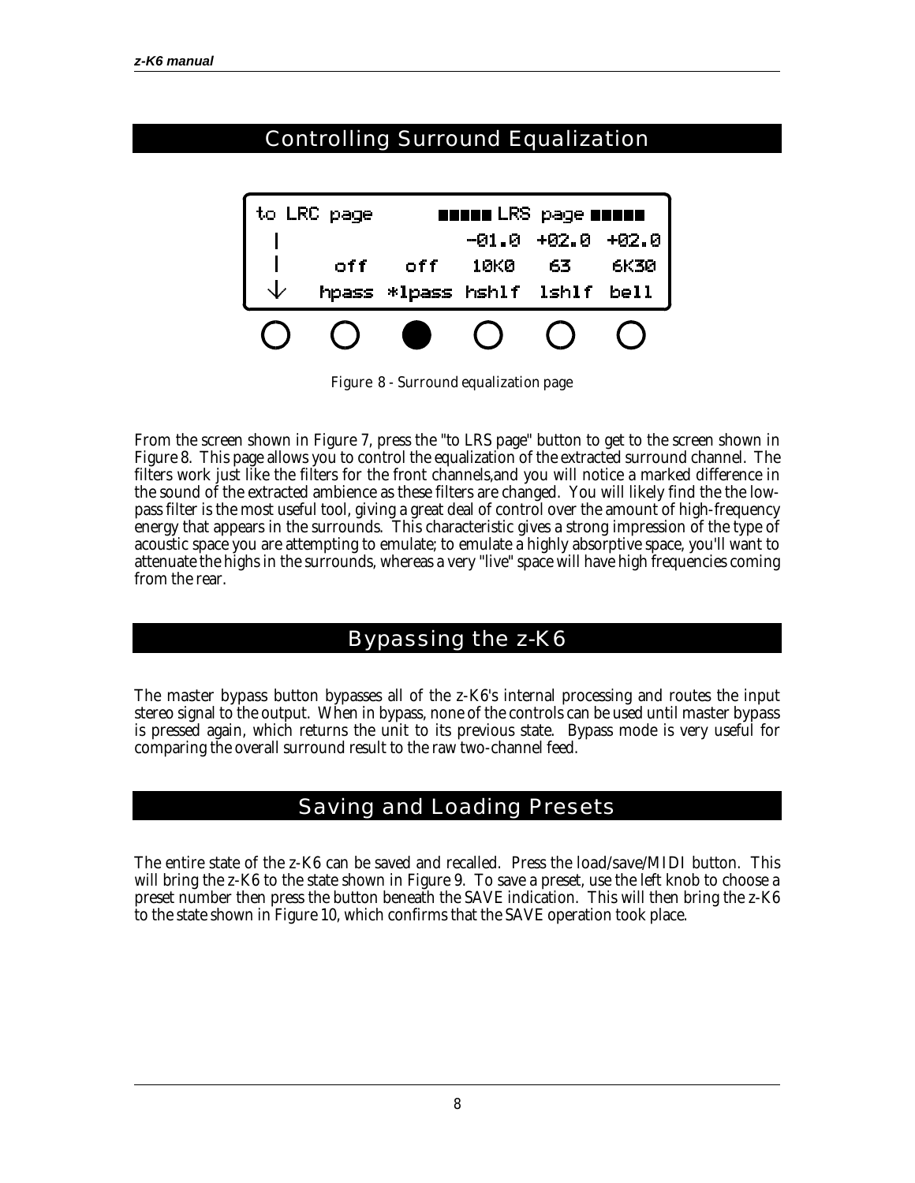## Controlling Surround Equalization

```
to LRC page        ■■■■■ LRS page ■■■■■
|                      -01.0  +02.0  +02.0
|      off    off     10K0    63     6K30
↓     hpass *lpass   hshlf  lshlf   bell
```

Figure 8 - Surround equalization page

From the screen shown in Figure 7, press the "to LRS page" button to get to the screen shown in Figure 8. This page allows you to control the equalization of the extracted surround channel. The filters work just like the filters for the front channels,and you will notice a marked difference in the sound of the extracted ambience as these filters are changed. You will likely find the the low-pass filter is the most useful tool, giving a great deal of control over the amount of high-frequency energy that appears in the surrounds. This characteristic gives a strong impression of the type of acoustic space you are attempting to emulate; to emulate a highly absorptive space, you'll want to attenuate the highs in the surrounds, whereas a very "live" space will have high frequencies coming from the rear.

## Bypassing the z-K6

The master bypass button bypasses all of the z-K6's internal processing and routes the input stereo signal to the output. When in bypass, none of the controls can be used until master bypass is pressed again, which returns the unit to its previous state. Bypass mode is very useful for comparing the overall surround result to the raw two-channel feed.

## Saving and Loading Presets

The entire state of the z-K6 can be saved and recalled. Press the load/save/MIDI button. This will bring the z-K6 to the state shown in Figure 9. To save a preset, use the left knob to choose a preset number then press the button beneath the SAVE indication. This will then bring the z-K6 to the state shown in Figure 10, which confirms that the SAVE operation took place.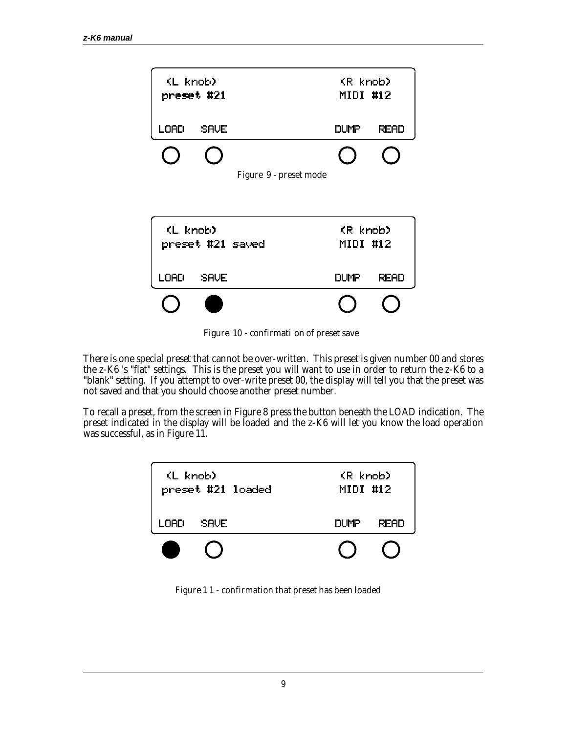```
(L knob)                    (R knob)
preset #21                  MIDI #12

LOAD   SAVE                 DUMP   READ
```

Figure 9 - preset mode

```
(L knob)                    (R knob)
preset #21 saved            MIDI #12

LOAD   SAVE                 DUMP   READ
```

Figure 10 - confirmati on of preset save

There is one special preset that cannot be over-written. This preset is given number 00 and stores the z-K6 's "flat" settings. This is the preset you will want to use in order to return the z-K6 to a "blank" setting. If you attempt to over-write preset 00, the display will tell you that the preset was not saved and that you should choose another preset number.

To recall a preset, from the screen in Figure 8 press the button beneath the LOAD indication. The preset indicated in the display will be loaded and the z-K6 will let you know the load operation was successful, as in Figure 11.

```
(L knob)                    (R knob)
preset #21 loaded           MIDI #12

LOAD   SAVE                 DUMP   READ
```

Figure 1 1 - confirmation that preset has been loaded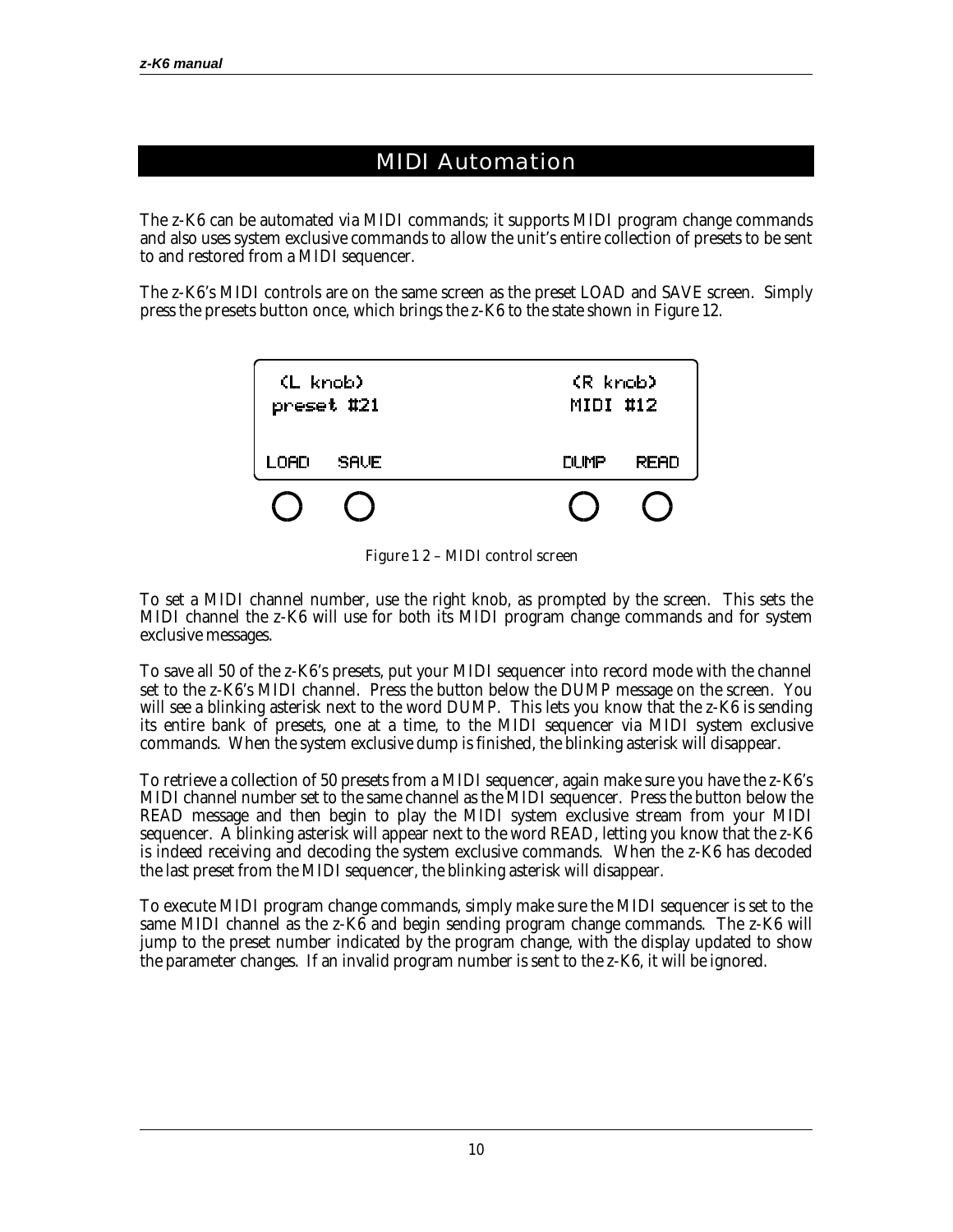# MIDI Automation

The z-K6 can be automated via MIDI commands; it supports MIDI program change commands and also uses system exclusive commands to allow the unit's entire collection of presets to be sent to and restored from a MIDI sequencer.

The z-K6's MIDI controls are on the same screen as the preset LOAD and SAVE screen. Simply press the presets button once, which brings the z-K6 to the state shown in Figure 12.

```
 (L knob)                       (R knob)
preset #21                      MIDI #12

LOAD   SAVE                     DUMP   READ
```

Figure 1 2 – MIDI control screen

To set a MIDI channel number, use the right knob, as prompted by the screen. This sets the MIDI channel the z-K6 will use for both its MIDI program change commands and for system exclusive messages.

To save all 50 of the z-K6's presets, put your MIDI sequencer into record mode with the channel set to the z-K6's MIDI channel. Press the button below the DUMP message on the screen. You will see a blinking asterisk next to the word DUMP. This lets you know that the z-K6 is sending its entire bank of presets, one at a time, to the MIDI sequencer via MIDI system exclusive commands. When the system exclusive dump is finished, the blinking asterisk will disappear.

To retrieve a collection of 50 presets from a MIDI sequencer, again make sure you have the z-K6's MIDI channel number set to the same channel as the MIDI sequencer. Press the button below the READ message and then begin to play the MIDI system exclusive stream from your MIDI sequencer. A blinking asterisk will appear next to the word READ, letting you know that the z-K6 is indeed receiving and decoding the system exclusive commands. When the z-K6 has decoded the last preset from the MIDI sequencer, the blinking asterisk will disappear.

To execute MIDI program change commands, simply make sure the MIDI sequencer is set to the same MIDI channel as the z-K6 and begin sending program change commands. The z-K6 will jump to the preset number indicated by the program change, with the display updated to show the parameter changes. If an invalid program number is sent to the z-K6, it will be ignored.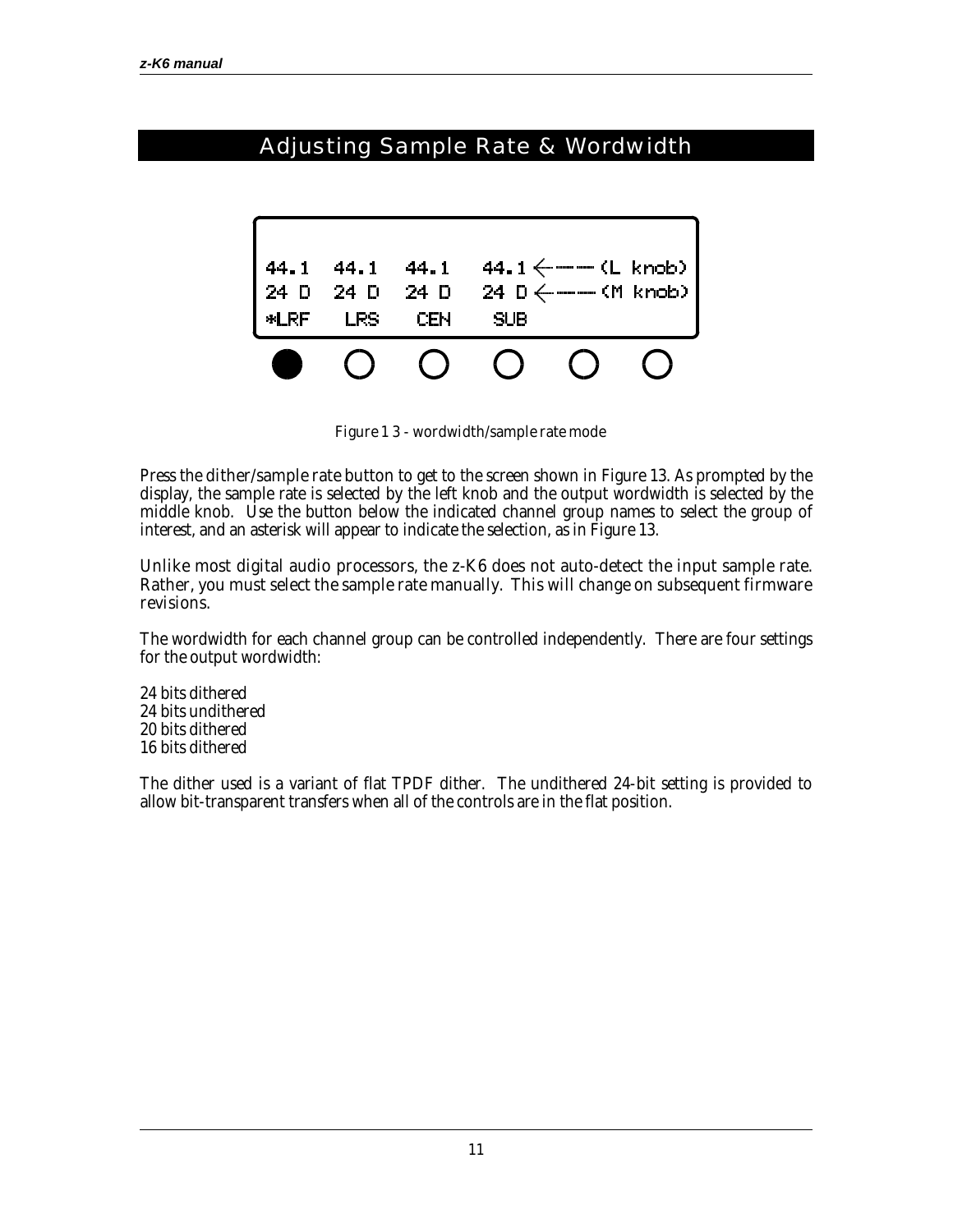## Adjusting Sample Rate & Wordwidth

```
44.1  44.1  44.1   44.1 <---- (L knob)
24 D  24 D  24 D   24 D <---- (M knob)
*LRF   LRS   CEN    SUB
```

Figure 1 3 - wordwidth/sample rate mode

Press the dither/sample rate button to get to the screen shown in Figure 13. As prompted by the display, the sample rate is selected by the left knob and the output wordwidth is selected by the middle knob. Use the button below the indicated channel group names to select the group of interest, and an asterisk will appear to indicate the selection, as in Figure 13.

Unlike most digital audio processors, the z-K6 does not auto-detect the input sample rate. Rather, you must select the sample rate manually. This will change on subsequent firmware revisions.

The wordwidth for each channel group can be controlled independently. There are four settings for the output wordwidth:

24 bits dithered
24 bits undithered
20 bits dithered
16 bits dithered

The dither used is a variant of flat TPDF dither. The undithered 24-bit setting is provided to allow bit-transparent transfers when all of the controls are in the flat position.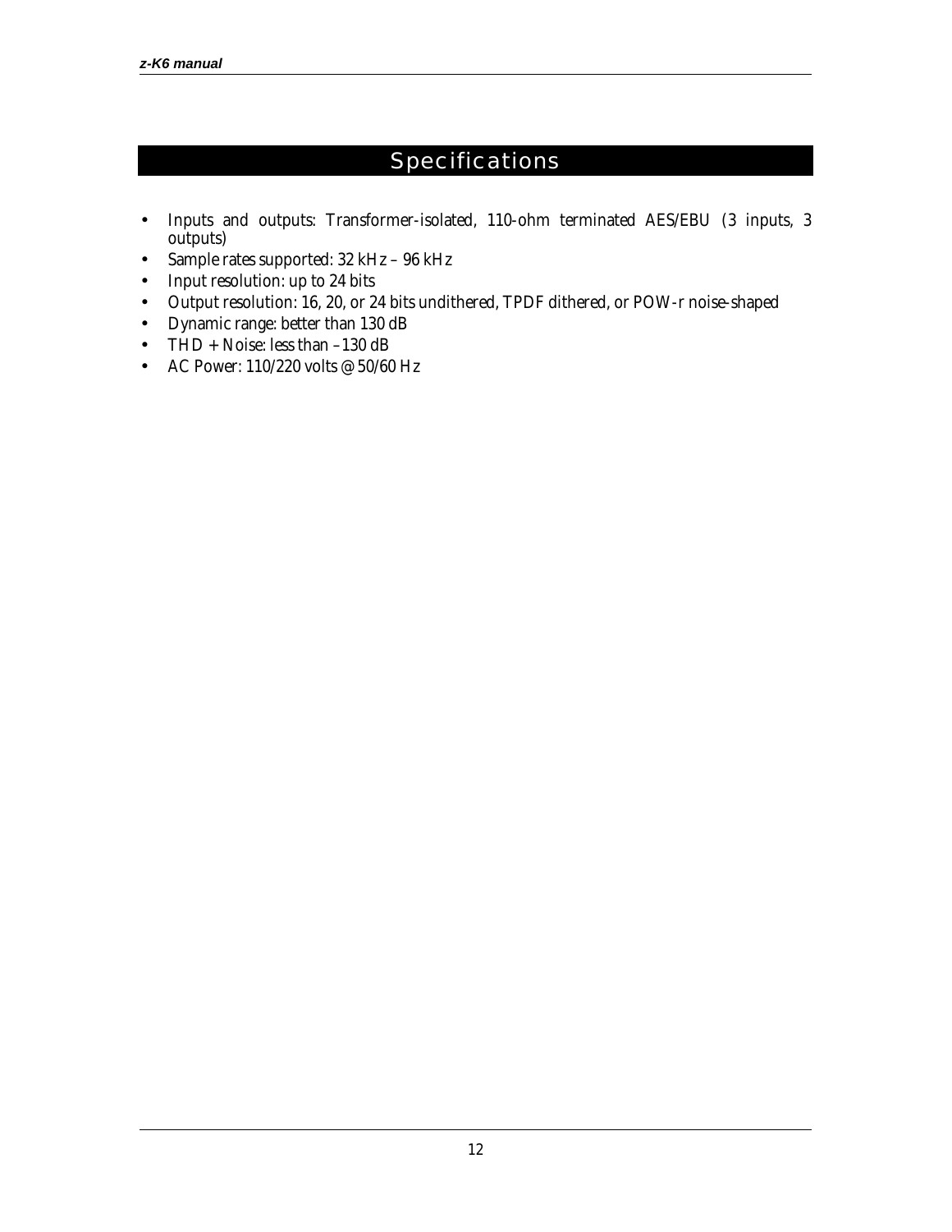# Specifications

- Inputs and outputs: Transformer-isolated, 110-ohm terminated AES/EBU (3 inputs, 3 outputs)
- Sample rates supported: 32 kHz – 96 kHz
- Input resolution: up to 24 bits
- Output resolution: 16, 20, or 24 bits undithered, TPDF dithered, or POW-r noise-shaped
- Dynamic range: better than 130 dB
- THD + Noise: less than –130 dB
- AC Power: 110/220 volts @ 50/60 Hz